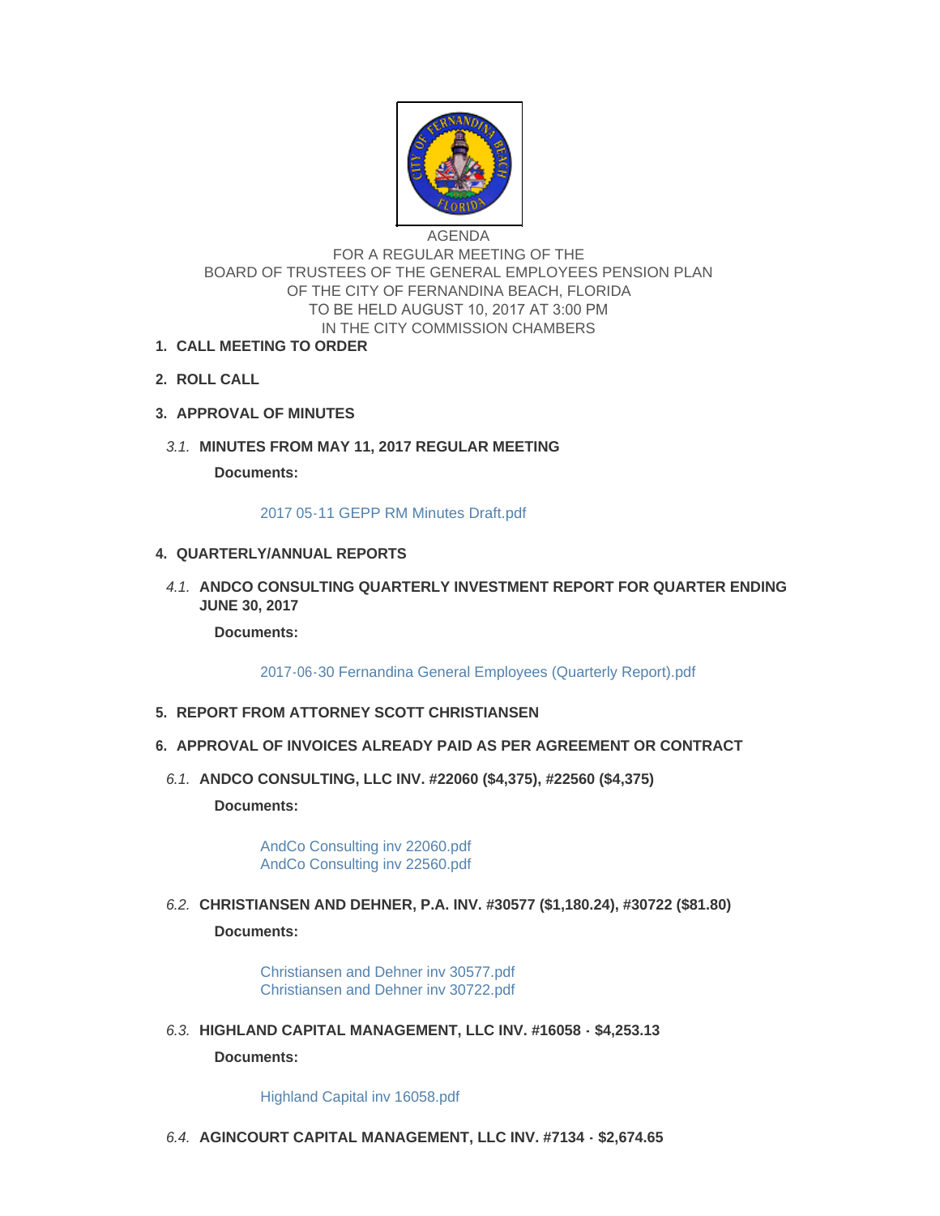AGENDA
FOR A REGULAR MEETING OF THE
BOARD OF TRUSTEES OF THE GENERAL EMPLOYEES PENSION PLAN
OF THE CITY OF FERNANDINA BEACH, FLORIDA
TO BE HELD AUGUST 10, 2017 AT 3:00 PM
IN THE CITY COMMISSION CHAMBERS

1. **CALL MEETING TO ORDER**

2. **ROLL CALL**

3. **APPROVAL OF MINUTES**

   3.1. **MINUTES FROM MAY 11, 2017 REGULAR MEETING**

   **Documents:**

   2017 05-11 GEPP RM Minutes Draft.pdf

4. **QUARTERLY/ANNUAL REPORTS**

   4.1. **ANDCO CONSULTING QUARTERLY INVESTMENT REPORT FOR QUARTER ENDING JUNE 30, 2017**

   **Documents:**

   2017-06-30 Fernandina General Employees (Quarterly Report).pdf

5. **REPORT FROM ATTORNEY SCOTT CHRISTIANSEN**

6. **APPROVAL OF INVOICES ALREADY PAID AS PER AGREEMENT OR CONTRACT**

   6.1. **ANDCO CONSULTING, LLC INV. #22060 ($4,375), #22560 ($4,375)**

   **Documents:**

   AndCo Consulting inv 22060.pdf
   AndCo Consulting inv 22560.pdf

   6.2. **CHRISTIANSEN AND DEHNER, P.A. INV. #30577 ($1,180.24), #30722 ($81.80)**

   **Documents:**

   Christiansen and Dehner inv 30577.pdf
   Christiansen and Dehner inv 30722.pdf

   6.3. **HIGHLAND CAPITAL MANAGEMENT, LLC INV. #16058 - $4,253.13**

   **Documents:**

   Highland Capital inv 16058.pdf

   6.4. **AGINCOURT CAPITAL MANAGEMENT, LLC INV. #7134 - $2,674.65**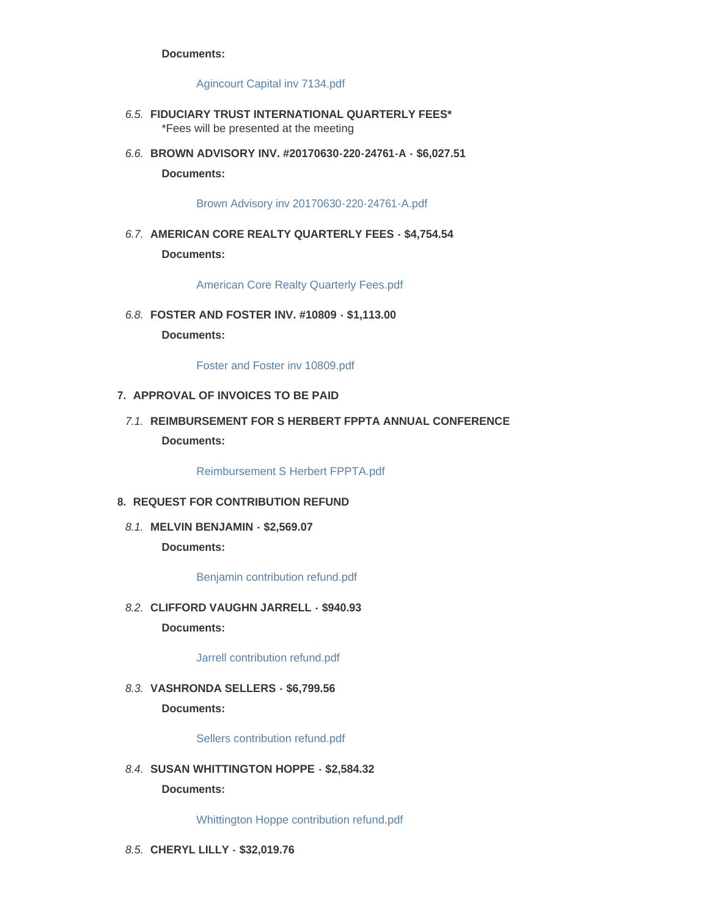**Documents:**

Agincourt Capital inv 7134.pdf

6.5. **FIDUCIARY TRUST INTERNATIONAL QUARTERLY FEES***
*Fees will be presented at the meeting

6.6. **BROWN ADVISORY INV. #20170630-220-24761-A - $6,027.51**

**Documents:**

Brown Advisory inv 20170630-220-24761-A.pdf

6.7. **AMERICAN CORE REALTY QUARTERLY FEES - $4,754.54**

**Documents:**

American Core Realty Quarterly Fees.pdf

6.8. **FOSTER AND FOSTER INV. #10809 - $1,113.00**

**Documents:**

Foster and Foster inv 10809.pdf

7. **APPROVAL OF INVOICES TO BE PAID**

7.1. **REIMBURSEMENT FOR S HERBERT FPPTA ANNUAL CONFERENCE**

**Documents:**

Reimbursement S Herbert FPPTA.pdf

8. **REQUEST FOR CONTRIBUTION REFUND**

8.1. **MELVIN BENJAMIN - $2,569.07**

**Documents:**

Benjamin contribution refund.pdf

8.2. **CLIFFORD VAUGHN JARRELL - $940.93**

**Documents:**

Jarrell contribution refund.pdf

8.3. **VASHRONDA SELLERS - $6,799.56**

**Documents:**

Sellers contribution refund.pdf

8.4. **SUSAN WHITTINGTON HOPPE - $2,584.32**

**Documents:**

Whittington Hoppe contribution refund.pdf

8.5. **CHERYL LILLY - $32,019.76**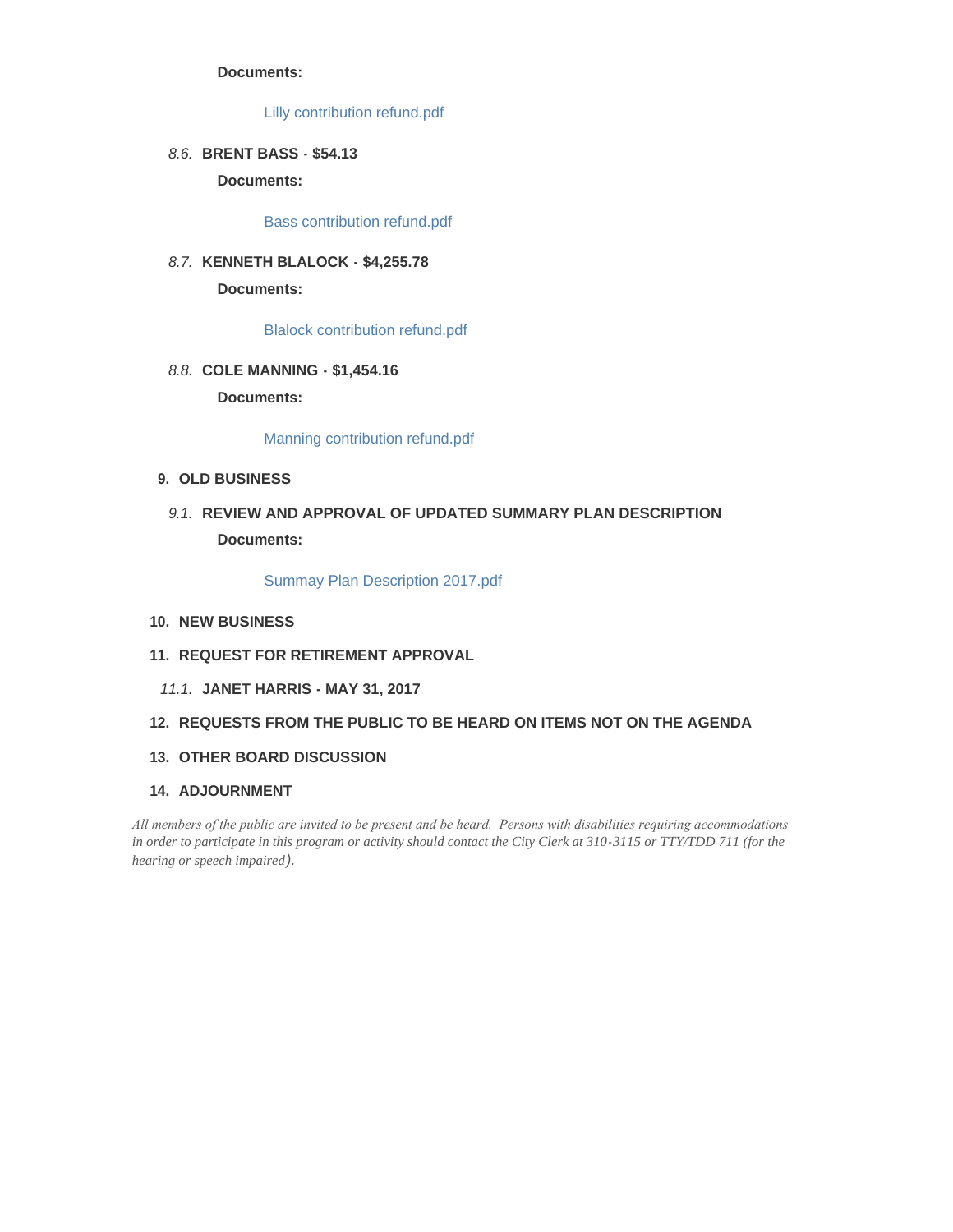**Documents:**

Lilly contribution refund.pdf

8.6. **BRENT BASS - $54.13**

**Documents:**

Bass contribution refund.pdf

8.7. **KENNETH BLALOCK - $4,255.78**

**Documents:**

Blalock contribution refund.pdf

8.8. **COLE MANNING - $1,454.16**

**Documents:**

Manning contribution refund.pdf

**9. OLD BUSINESS**

9.1. **REVIEW AND APPROVAL OF UPDATED SUMMARY PLAN DESCRIPTION**

**Documents:**

Summay Plan Description 2017.pdf

**10. NEW BUSINESS**

**11. REQUEST FOR RETIREMENT APPROVAL**

11.1. **JANET HARRIS - MAY 31, 2017**

**12. REQUESTS FROM THE PUBLIC TO BE HEARD ON ITEMS NOT ON THE AGENDA**

**13. OTHER BOARD DISCUSSION**

**14. ADJOURNMENT**

*All members of the public are invited to be present and be heard. Persons with disabilities requiring accommodations in order to participate in this program or activity should contact the City Clerk at 310-3115 or TTY/TDD 711 (for the hearing or speech impaired).*